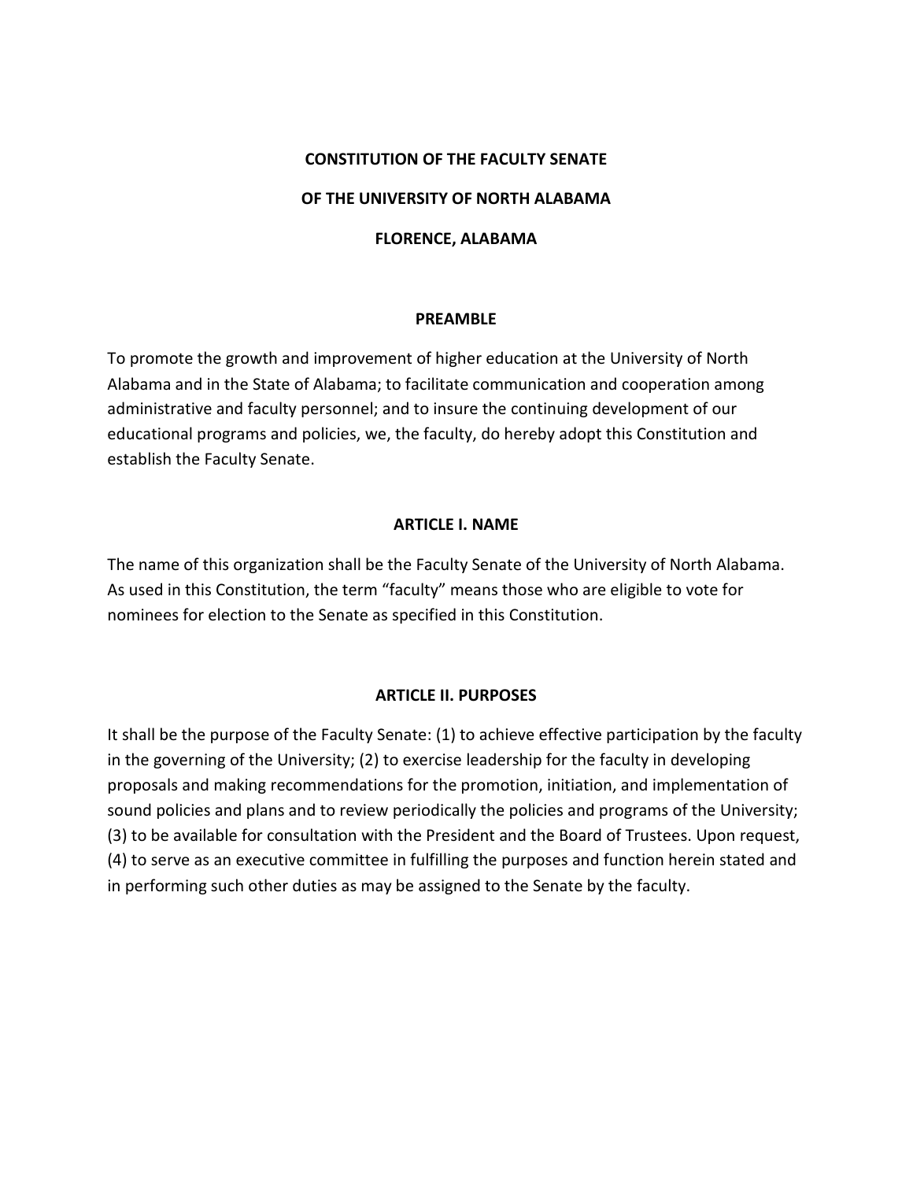# CONSTITUTION OF THE FACULTY SENATE

# OF THE UNIVERSITY OF NORTH ALABAMA

# FLORENCE, ALABAMA

## PREAMBLE

To promote the growth and improvement of higher education at the University of North Alabama and in the State of Alabama; to facilitate communication and cooperation among administrative and faculty personnel; and to insure the continuing development of our educational programs and policies, we, the faculty, do hereby adopt this Constitution and establish the Faculty Senate.

## ARTICLE I. NAME

The name of this organization shall be the Faculty Senate of the University of North Alabama. As used in this Constitution, the term "faculty" means those who are eligible to vote for nominees for election to the Senate as specified in this Constitution.

## ARTICLE II. PURPOSES

It shall be the purpose of the Faculty Senate: (1) to achieve effective participation by the faculty in the governing of the University; (2) to exercise leadership for the faculty in developing proposals and making recommendations for the promotion, initiation, and implementation of sound policies and plans and to review periodically the policies and programs of the University; (3) to be available for consultation with the President and the Board of Trustees. Upon request, (4) to serve as an executive committee in fulfilling the purposes and function herein stated and in performing such other duties as may be assigned to the Senate by the faculty.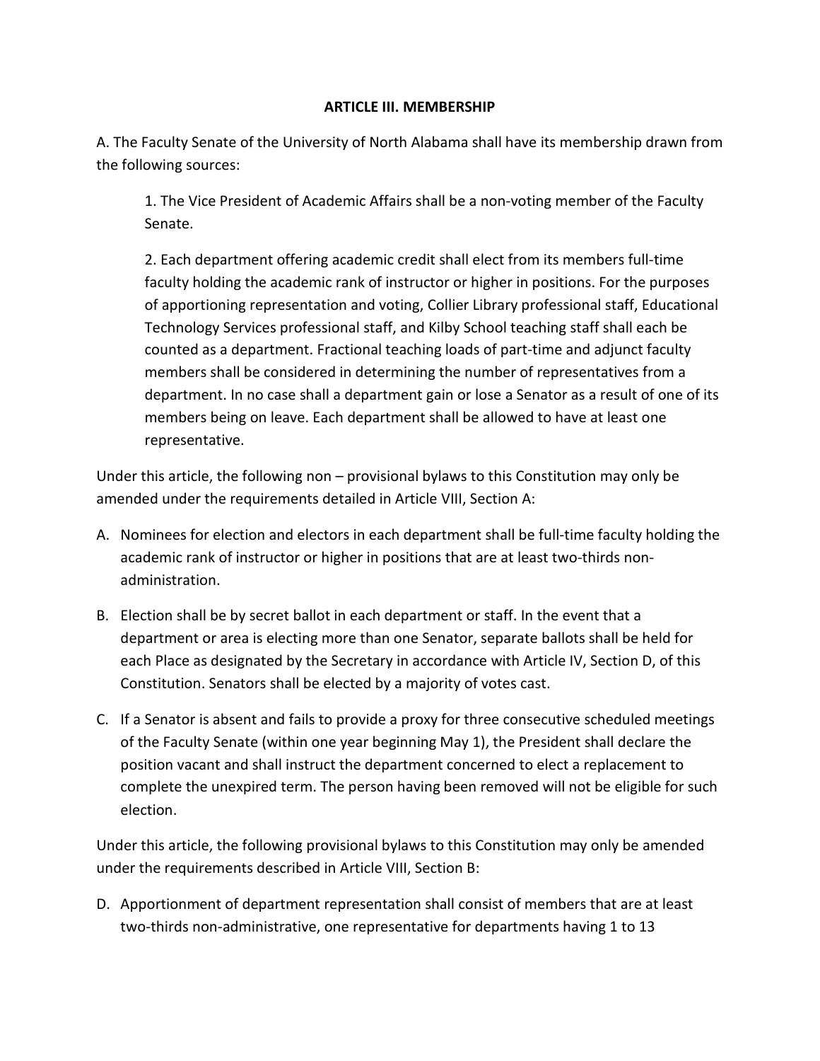**ARTICLE III. MEMBERSHIP**

A. The Faculty Senate of the University of North Alabama shall have its membership drawn from the following sources:

> 1. The Vice President of Academic Affairs shall be a non-voting member of the Faculty Senate.
>
> 2. Each department offering academic credit shall elect from its members full-time faculty holding the academic rank of instructor or higher in positions. For the purposes of apportioning representation and voting, Collier Library professional staff, Educational Technology Services professional staff, and Kilby School teaching staff shall each be counted as a department. Fractional teaching loads of part-time and adjunct faculty members shall be considered in determining the number of representatives from a department. In no case shall a department gain or lose a Senator as a result of one of its members being on leave. Each department shall be allowed to have at least one representative.

Under this article, the following non – provisional bylaws to this Constitution may only be amended under the requirements detailed in Article VIII, Section A:

A. Nominees for election and electors in each department shall be full-time faculty holding the academic rank of instructor or higher in positions that are at least two-thirds non-administration.

B. Election shall be by secret ballot in each department or staff. In the event that a department or area is electing more than one Senator, separate ballots shall be held for each Place as designated by the Secretary in accordance with Article IV, Section D, of this Constitution. Senators shall be elected by a majority of votes cast.

C. If a Senator is absent and fails to provide a proxy for three consecutive scheduled meetings of the Faculty Senate (within one year beginning May 1), the President shall declare the position vacant and shall instruct the department concerned to elect a replacement to complete the unexpired term. The person having been removed will not be eligible for such election.

Under this article, the following provisional bylaws to this Constitution may only be amended under the requirements described in Article VIII, Section B:

D. Apportionment of department representation shall consist of members that are at least two-thirds non-administrative, one representative for departments having 1 to 13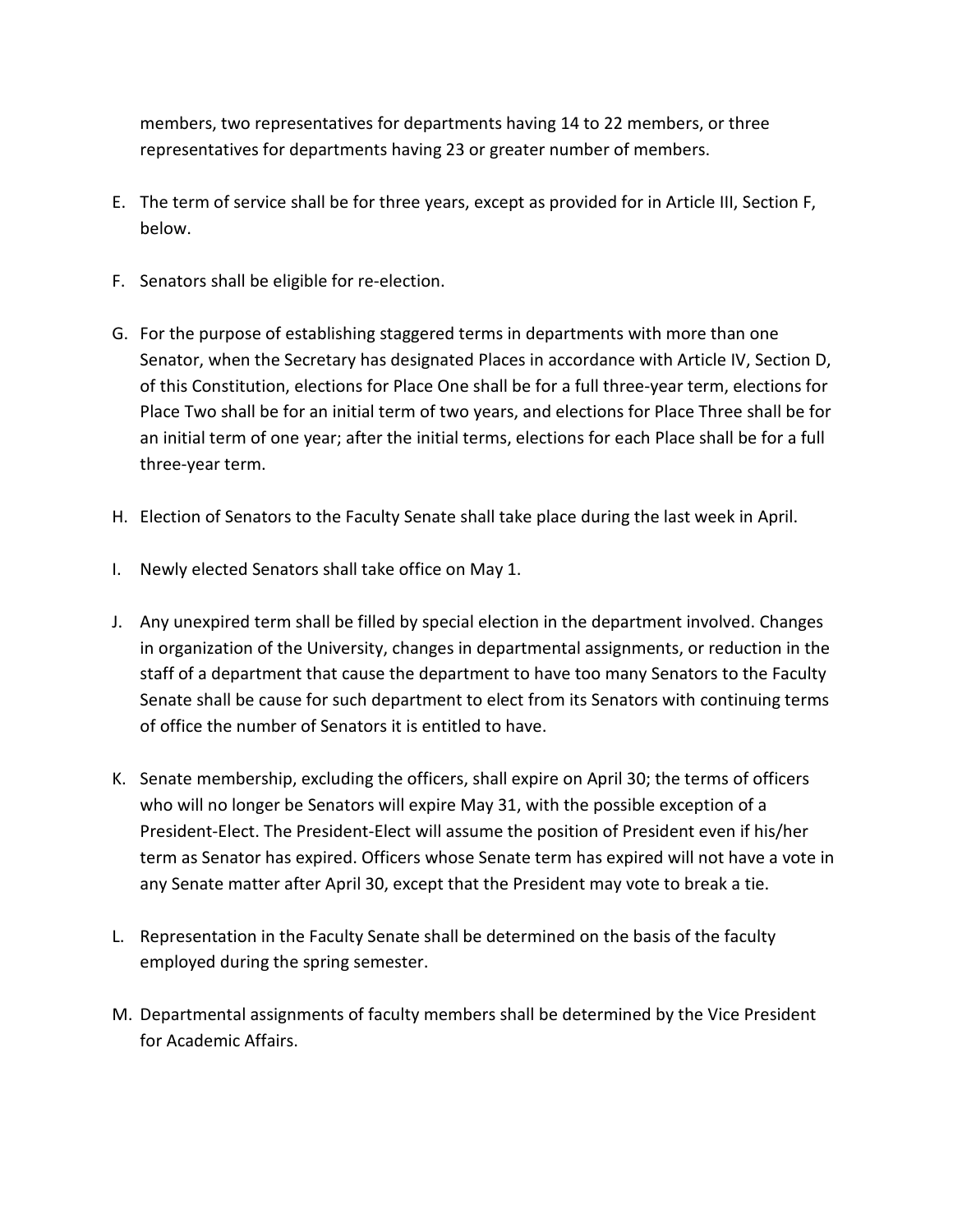members, two representatives for departments having 14 to 22 members, or three representatives for departments having 23 or greater number of members.

E. The term of service shall be for three years, except as provided for in Article III, Section F, below.

F. Senators shall be eligible for re-election.

G. For the purpose of establishing staggered terms in departments with more than one Senator, when the Secretary has designated Places in accordance with Article IV, Section D, of this Constitution, elections for Place One shall be for a full three-year term, elections for Place Two shall be for an initial term of two years, and elections for Place Three shall be for an initial term of one year; after the initial terms, elections for each Place shall be for a full three-year term.

H. Election of Senators to the Faculty Senate shall take place during the last week in April.

I. Newly elected Senators shall take office on May 1.

J. Any unexpired term shall be filled by special election in the department involved. Changes in organization of the University, changes in departmental assignments, or reduction in the staff of a department that cause the department to have too many Senators to the Faculty Senate shall be cause for such department to elect from its Senators with continuing terms of office the number of Senators it is entitled to have.

K. Senate membership, excluding the officers, shall expire on April 30; the terms of officers who will no longer be Senators will expire May 31, with the possible exception of a President-Elect. The President-Elect will assume the position of President even if his/her term as Senator has expired. Officers whose Senate term has expired will not have a vote in any Senate matter after April 30, except that the President may vote to break a tie.

L. Representation in the Faculty Senate shall be determined on the basis of the faculty employed during the spring semester.

M. Departmental assignments of faculty members shall be determined by the Vice President for Academic Affairs.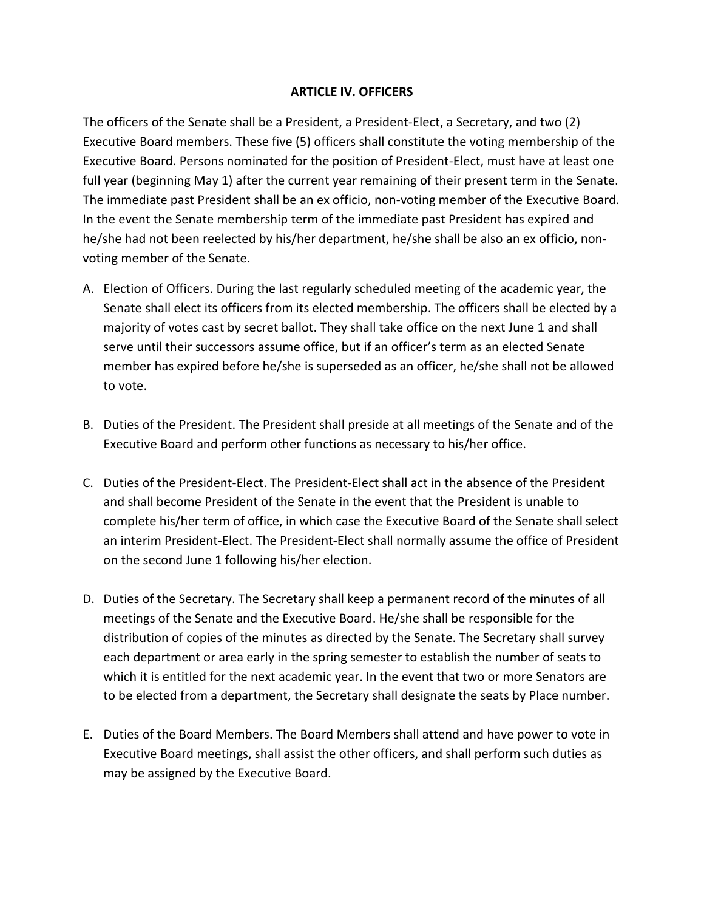## ARTICLE IV. OFFICERS

The officers of the Senate shall be a President, a President-Elect, a Secretary, and two (2) Executive Board members. These five (5) officers shall constitute the voting membership of the Executive Board. Persons nominated for the position of President-Elect, must have at least one full year (beginning May 1) after the current year remaining of their present term in the Senate. The immediate past President shall be an ex officio, non-voting member of the Executive Board. In the event the Senate membership term of the immediate past President has expired and he/she had not been reelected by his/her department, he/she shall be also an ex officio, non-voting member of the Senate.

A. Election of Officers. During the last regularly scheduled meeting of the academic year, the Senate shall elect its officers from its elected membership. The officers shall be elected by a majority of votes cast by secret ballot. They shall take office on the next June 1 and shall serve until their successors assume office, but if an officer's term as an elected Senate member has expired before he/she is superseded as an officer, he/she shall not be allowed to vote.

B. Duties of the President. The President shall preside at all meetings of the Senate and of the Executive Board and perform other functions as necessary to his/her office.

C. Duties of the President-Elect. The President-Elect shall act in the absence of the President and shall become President of the Senate in the event that the President is unable to complete his/her term of office, in which case the Executive Board of the Senate shall select an interim President-Elect. The President-Elect shall normally assume the office of President on the second June 1 following his/her election.

D. Duties of the Secretary. The Secretary shall keep a permanent record of the minutes of all meetings of the Senate and the Executive Board. He/she shall be responsible for the distribution of copies of the minutes as directed by the Senate. The Secretary shall survey each department or area early in the spring semester to establish the number of seats to which it is entitled for the next academic year. In the event that two or more Senators are to be elected from a department, the Secretary shall designate the seats by Place number.

E. Duties of the Board Members. The Board Members shall attend and have power to vote in Executive Board meetings, shall assist the other officers, and shall perform such duties as may be assigned by the Executive Board.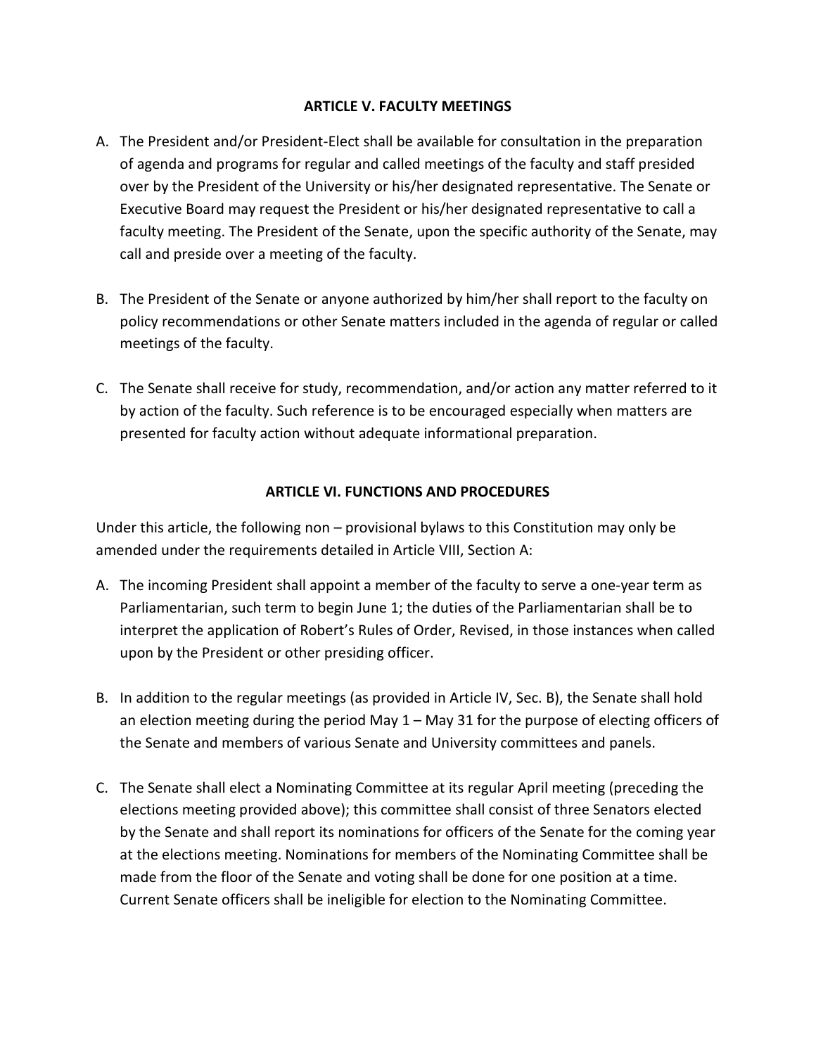## ARTICLE V. FACULTY MEETINGS

A. The President and/or President-Elect shall be available for consultation in the preparation of agenda and programs for regular and called meetings of the faculty and staff presided over by the President of the University or his/her designated representative. The Senate or Executive Board may request the President or his/her designated representative to call a faculty meeting. The President of the Senate, upon the specific authority of the Senate, may call and preside over a meeting of the faculty.

B. The President of the Senate or anyone authorized by him/her shall report to the faculty on policy recommendations or other Senate matters included in the agenda of regular or called meetings of the faculty.

C. The Senate shall receive for study, recommendation, and/or action any matter referred to it by action of the faculty. Such reference is to be encouraged especially when matters are presented for faculty action without adequate informational preparation.

## ARTICLE VI. FUNCTIONS AND PROCEDURES

Under this article, the following non – provisional bylaws to this Constitution may only be amended under the requirements detailed in Article VIII, Section A:

A. The incoming President shall appoint a member of the faculty to serve a one-year term as Parliamentarian, such term to begin June 1; the duties of the Parliamentarian shall be to interpret the application of Robert's Rules of Order, Revised, in those instances when called upon by the President or other presiding officer.

B. In addition to the regular meetings (as provided in Article IV, Sec. B), the Senate shall hold an election meeting during the period May 1 – May 31 for the purpose of electing officers of the Senate and members of various Senate and University committees and panels.

C. The Senate shall elect a Nominating Committee at its regular April meeting (preceding the elections meeting provided above); this committee shall consist of three Senators elected by the Senate and shall report its nominations for officers of the Senate for the coming year at the elections meeting. Nominations for members of the Nominating Committee shall be made from the floor of the Senate and voting shall be done for one position at a time. Current Senate officers shall be ineligible for election to the Nominating Committee.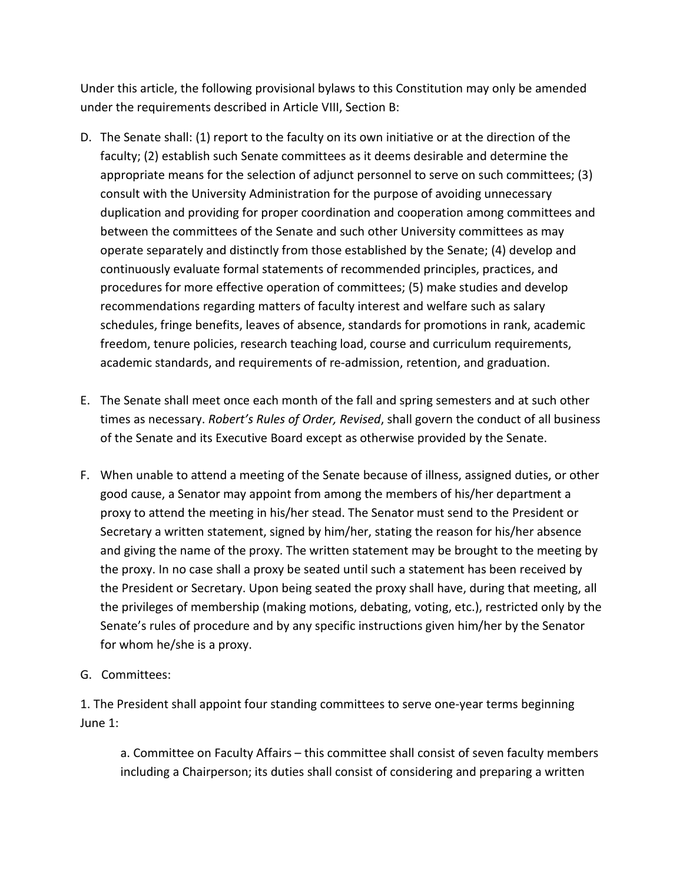Under this article, the following provisional bylaws to this Constitution may only be amended under the requirements described in Article VIII, Section B:

D. The Senate shall: (1) report to the faculty on its own initiative or at the direction of the faculty; (2) establish such Senate committees as it deems desirable and determine the appropriate means for the selection of adjunct personnel to serve on such committees; (3) consult with the University Administration for the purpose of avoiding unnecessary duplication and providing for proper coordination and cooperation among committees and between the committees of the Senate and such other University committees as may operate separately and distinctly from those established by the Senate; (4) develop and continuously evaluate formal statements of recommended principles, practices, and procedures for more effective operation of committees; (5) make studies and develop recommendations regarding matters of faculty interest and welfare such as salary schedules, fringe benefits, leaves of absence, standards for promotions in rank, academic freedom, tenure policies, research teaching load, course and curriculum requirements, academic standards, and requirements of re-admission, retention, and graduation.

E. The Senate shall meet once each month of the fall and spring semesters and at such other times as necessary. *Robert's Rules of Order, Revised*, shall govern the conduct of all business of the Senate and its Executive Board except as otherwise provided by the Senate.

F. When unable to attend a meeting of the Senate because of illness, assigned duties, or other good cause, a Senator may appoint from among the members of his/her department a proxy to attend the meeting in his/her stead. The Senator must send to the President or Secretary a written statement, signed by him/her, stating the reason for his/her absence and giving the name of the proxy. The written statement may be brought to the meeting by the proxy. In no case shall a proxy be seated until such a statement has been received by the President or Secretary. Upon being seated the proxy shall have, during that meeting, all the privileges of membership (making motions, debating, voting, etc.), restricted only by the Senate's rules of procedure and by any specific instructions given him/her by the Senator for whom he/she is a proxy.

G. Committees:

1. The President shall appoint four standing committees to serve one-year terms beginning June 1:

   a. Committee on Faculty Affairs – this committee shall consist of seven faculty members including a Chairperson; its duties shall consist of considering and preparing a written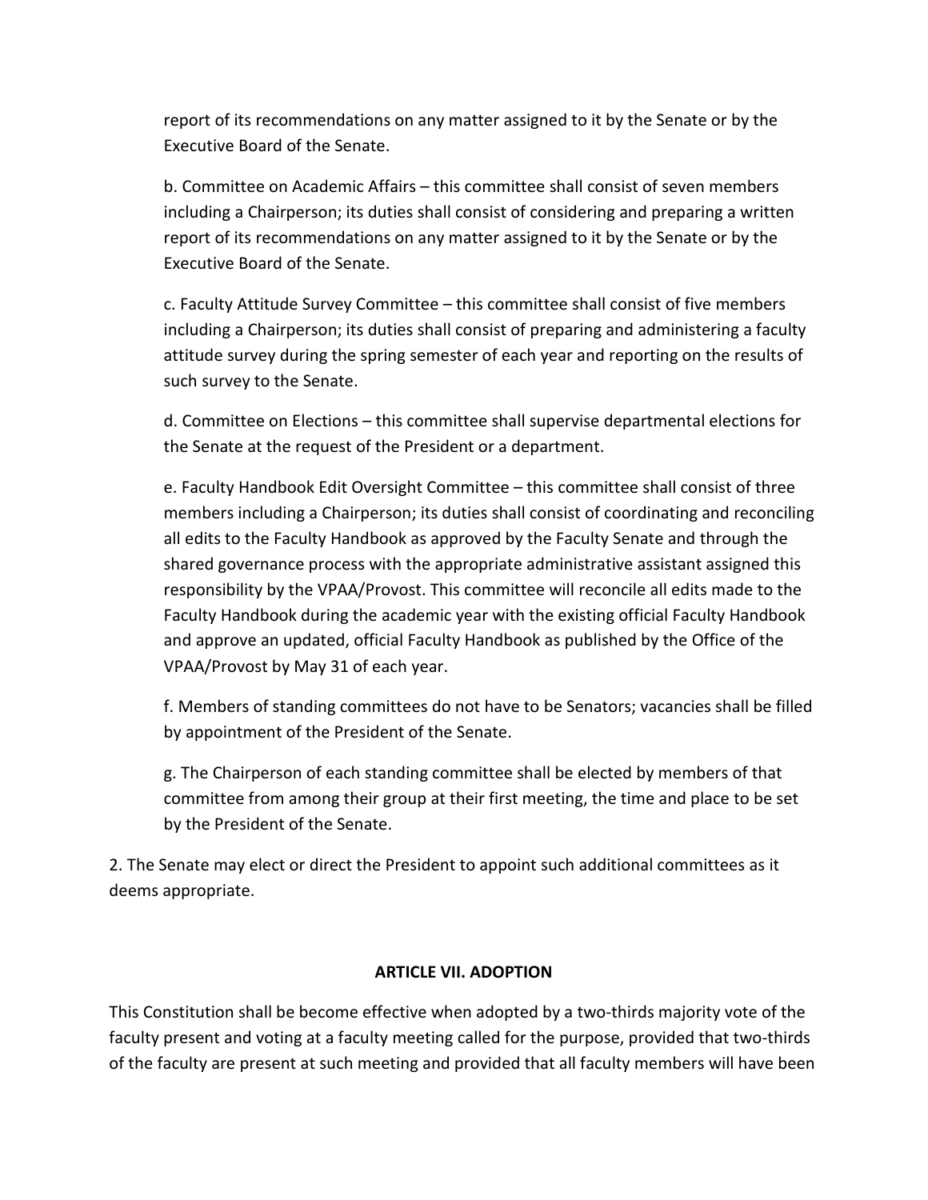report of its recommendations on any matter assigned to it by the Senate or by the Executive Board of the Senate.

b. Committee on Academic Affairs – this committee shall consist of seven members including a Chairperson; its duties shall consist of considering and preparing a written report of its recommendations on any matter assigned to it by the Senate or by the Executive Board of the Senate.

c. Faculty Attitude Survey Committee – this committee shall consist of five members including a Chairperson; its duties shall consist of preparing and administering a faculty attitude survey during the spring semester of each year and reporting on the results of such survey to the Senate.

d. Committee on Elections – this committee shall supervise departmental elections for the Senate at the request of the President or a department.

e. Faculty Handbook Edit Oversight Committee – this committee shall consist of three members including a Chairperson; its duties shall consist of coordinating and reconciling all edits to the Faculty Handbook as approved by the Faculty Senate and through the shared governance process with the appropriate administrative assistant assigned this responsibility by the VPAA/Provost. This committee will reconcile all edits made to the Faculty Handbook during the academic year with the existing official Faculty Handbook and approve an updated, official Faculty Handbook as published by the Office of the VPAA/Provost by May 31 of each year.

f. Members of standing committees do not have to be Senators; vacancies shall be filled by appointment of the President of the Senate.

g. The Chairperson of each standing committee shall be elected by members of that committee from among their group at their first meeting, the time and place to be set by the President of the Senate.

2. The Senate may elect or direct the President to appoint such additional committees as it deems appropriate.

## ARTICLE VII. ADOPTION

This Constitution shall be become effective when adopted by a two-thirds majority vote of the faculty present and voting at a faculty meeting called for the purpose, provided that two-thirds of the faculty are present at such meeting and provided that all faculty members will have been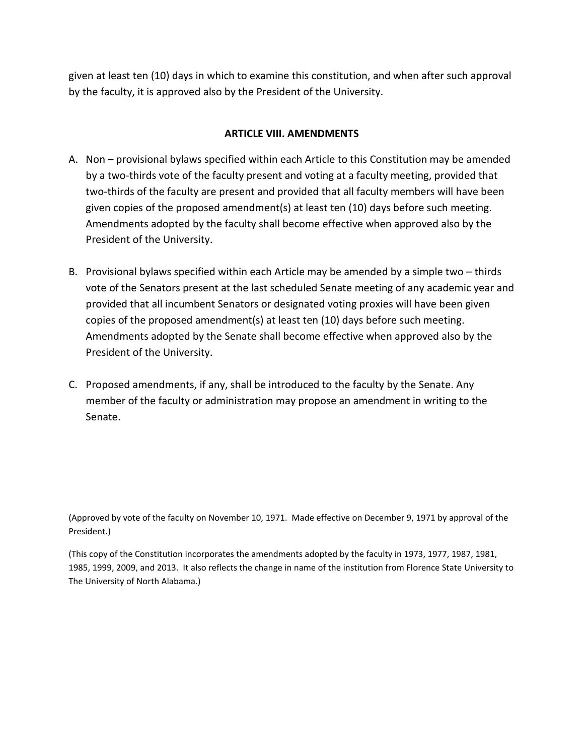given at least ten (10) days in which to examine this constitution, and when after such approval by the faculty, it is approved also by the President of the University.

## ARTICLE VIII. AMENDMENTS

A. Non – provisional bylaws specified within each Article to this Constitution may be amended by a two-thirds vote of the faculty present and voting at a faculty meeting, provided that two-thirds of the faculty are present and provided that all faculty members will have been given copies of the proposed amendment(s) at least ten (10) days before such meeting. Amendments adopted by the faculty shall become effective when approved also by the President of the University.

B. Provisional bylaws specified within each Article may be amended by a simple two – thirds vote of the Senators present at the last scheduled Senate meeting of any academic year and provided that all incumbent Senators or designated voting proxies will have been given copies of the proposed amendment(s) at least ten (10) days before such meeting. Amendments adopted by the Senate shall become effective when approved also by the President of the University.

C. Proposed amendments, if any, shall be introduced to the faculty by the Senate. Any member of the faculty or administration may propose an amendment in writing to the Senate.

(Approved by vote of the faculty on November 10, 1971. Made effective on December 9, 1971 by approval of the President.)

(This copy of the Constitution incorporates the amendments adopted by the faculty in 1973, 1977, 1987, 1981, 1985, 1999, 2009, and 2013. It also reflects the change in name of the institution from Florence State University to The University of North Alabama.)